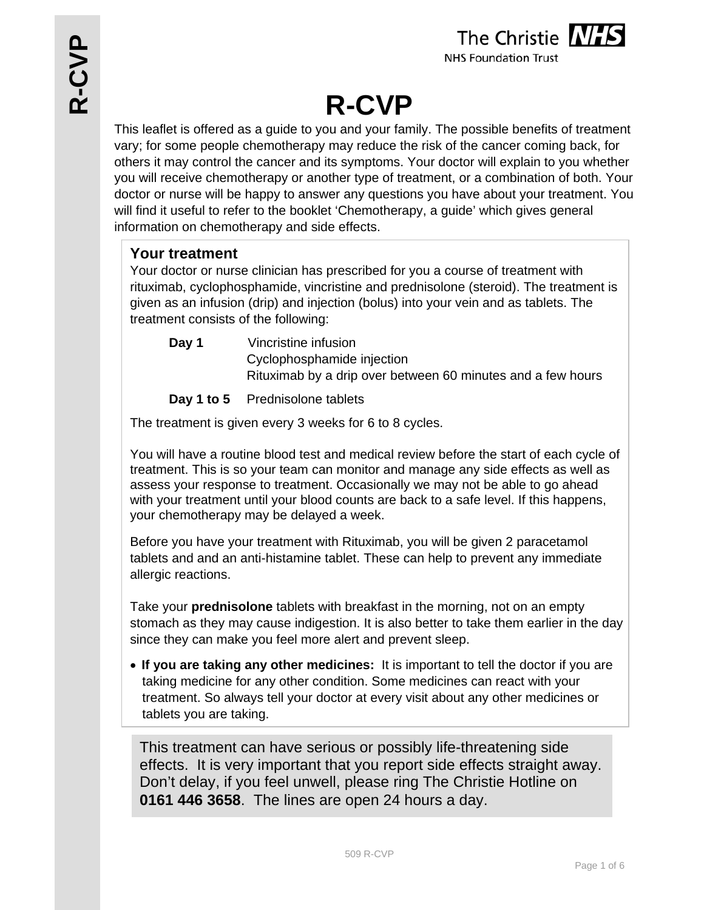# R-CVP

This leaflet is offered as a guide to you and your family. The possible benefits of treatment vary; for some people chemotherapy may reduce the risk of the cancer coming back, for others it may control the cancer and its symptoms. Your doctor will explain to you whether you will receive chemotherapy or another type of treatment, or a combination of both. Your doctor or nurse will be happy to answer any questions you have about your treatment. You will find it useful to refer to the booklet 'Chemotherapy, a guide' which gives general information on chemotherapy and side effects.

## Your treatment

Your doctor or nurse clinician has prescribed for you a course of treatment with rituximab, cyclophosphamide, vincristine and prednisolone (steroid). The treatment is given as an infusion (drip) and injection (bolus) into your vein and as tablets. The treatment consists of the following:

**Day 1** Vincristine infusion
Cyclophosphamide injection
Rituximab by a drip over between 60 minutes and a few hours

**Day 1 to 5** Prednisolone tablets

The treatment is given every 3 weeks for 6 to 8 cycles.

You will have a routine blood test and medical review before the start of each cycle of treatment. This is so your team can monitor and manage any side effects as well as assess your response to treatment. Occasionally we may not be able to go ahead with your treatment until your blood counts are back to a safe level. If this happens, your chemotherapy may be delayed a week.

Before you have your treatment with Rituximab, you will be given 2 paracetamol tablets and and an anti-histamine tablet. These can help to prevent any immediate allergic reactions.

Take your **prednisolone** tablets with breakfast in the morning, not on an empty stomach as they may cause indigestion. It is also better to take them earlier in the day since they can make you feel more alert and prevent sleep.

- **If you are taking any other medicines:** It is important to tell the doctor if you are taking medicine for any other condition. Some medicines can react with your treatment. So always tell your doctor at every visit about any other medicines or tablets you are taking.

This treatment can have serious or possibly life-threatening side effects. It is very important that you report side effects straight away. Don't delay, if you feel unwell, please ring The Christie Hotline on **0161 446 3658**. The lines are open 24 hours a day.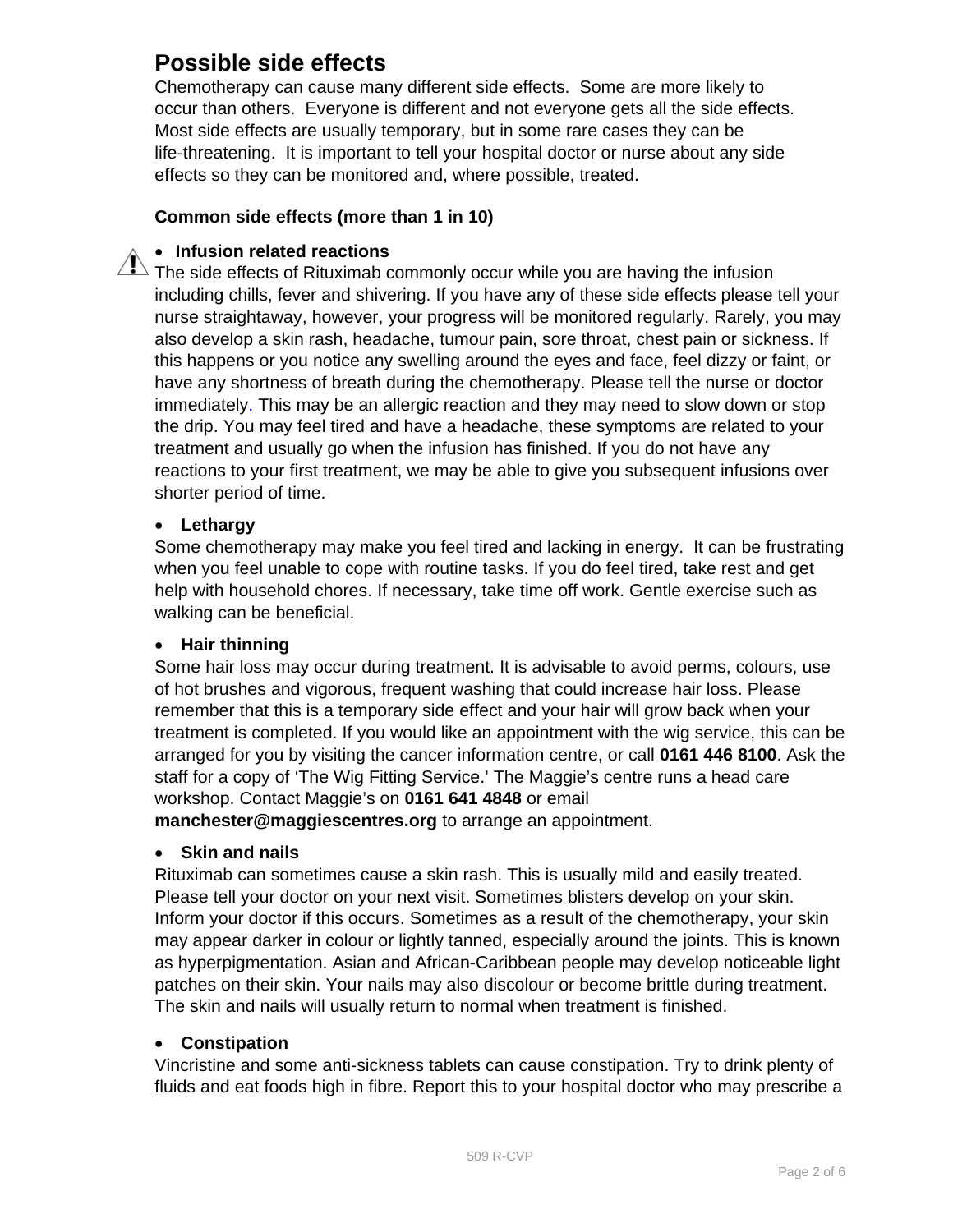## Possible side effects

Chemotherapy can cause many different side effects. Some are more likely to occur than others. Everyone is different and not everyone gets all the side effects. Most side effects are usually temporary, but in some rare cases they can be life-threatening. It is important to tell your hospital doctor or nurse about any side effects so they can be monitored and, where possible, treated.

**Common side effects (more than 1 in 10)**

- **Infusion related reactions**

The side effects of Rituximab commonly occur while you are having the infusion including chills, fever and shivering. If you have any of these side effects please tell your nurse straightaway, however, your progress will be monitored regularly. Rarely, you may also develop a skin rash, headache, tumour pain, sore throat, chest pain or sickness. If this happens or you notice any swelling around the eyes and face, feel dizzy or faint, or have any shortness of breath during the chemotherapy. Please tell the nurse or doctor immediately. This may be an allergic reaction and they may need to slow down or stop the drip. You may feel tired and have a headache, these symptoms are related to your treatment and usually go when the infusion has finished. If you do not have any reactions to your first treatment, we may be able to give you subsequent infusions over shorter period of time.

- **Lethargy**

Some chemotherapy may make you feel tired and lacking in energy. It can be frustrating when you feel unable to cope with routine tasks. If you do feel tired, take rest and get help with household chores. If necessary, take time off work. Gentle exercise such as walking can be beneficial.

- **Hair thinning**

Some hair loss may occur during treatment. It is advisable to avoid perms, colours, use of hot brushes and vigorous, frequent washing that could increase hair loss. Please remember that this is a temporary side effect and your hair will grow back when your treatment is completed. If you would like an appointment with the wig service, this can be arranged for you by visiting the cancer information centre, or call **0161 446 8100**. Ask the staff for a copy of 'The Wig Fitting Service.' The Maggie's centre runs a head care workshop. Contact Maggie's on **0161 641 4848** or email **manchester@maggiescentres.org** to arrange an appointment.

- **Skin and nails**

Rituximab can sometimes cause a skin rash. This is usually mild and easily treated. Please tell your doctor on your next visit. Sometimes blisters develop on your skin. Inform your doctor if this occurs. Sometimes as a result of the chemotherapy, your skin may appear darker in colour or lightly tanned, especially around the joints. This is known as hyperpigmentation. Asian and African-Caribbean people may develop noticeable light patches on their skin. Your nails may also discolour or become brittle during treatment. The skin and nails will usually return to normal when treatment is finished.

- **Constipation**

Vincristine and some anti-sickness tablets can cause constipation. Try to drink plenty of fluids and eat foods high in fibre. Report this to your hospital doctor who may prescribe a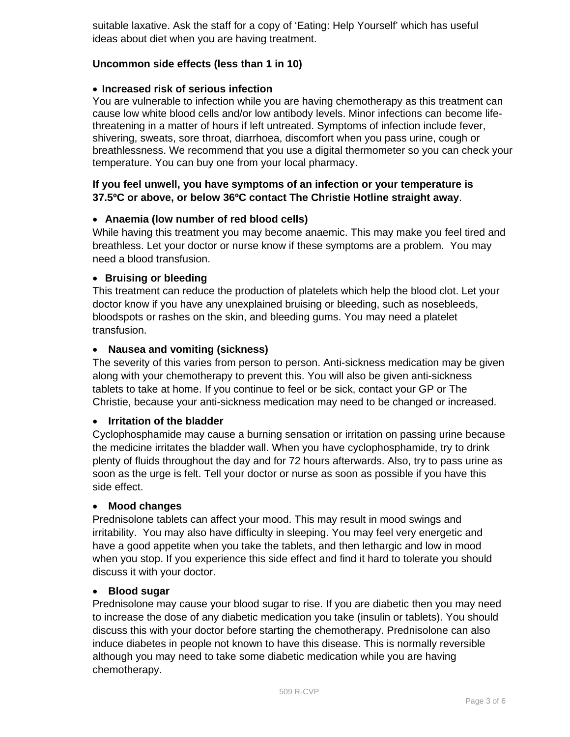suitable laxative. Ask the staff for a copy of 'Eating: Help Yourself' which has useful ideas about diet when you are having treatment.

**Uncommon side effects (less than 1 in 10)**

- **Increased risk of serious infection**

You are vulnerable to infection while you are having chemotherapy as this treatment can cause low white blood cells and/or low antibody levels. Minor infections can become life-threatening in a matter of hours if left untreated. Symptoms of infection include fever, shivering, sweats, sore throat, diarrhoea, discomfort when you pass urine, cough or breathlessness. We recommend that you use a digital thermometer so you can check your temperature. You can buy one from your local pharmacy.

**If you feel unwell, you have symptoms of an infection or your temperature is 37.5ºC or above, or below 36ºC contact The Christie Hotline straight away**.

- **Anaemia (low number of red blood cells)**

While having this treatment you may become anaemic. This may make you feel tired and breathless. Let your doctor or nurse know if these symptoms are a problem. You may need a blood transfusion.

- **Bruising or bleeding**

This treatment can reduce the production of platelets which help the blood clot. Let your doctor know if you have any unexplained bruising or bleeding, such as nosebleeds, bloodspots or rashes on the skin, and bleeding gums. You may need a platelet transfusion.

- **Nausea and vomiting (sickness)**

The severity of this varies from person to person. Anti-sickness medication may be given along with your chemotherapy to prevent this. You will also be given anti-sickness tablets to take at home. If you continue to feel or be sick, contact your GP or The Christie, because your anti-sickness medication may need to be changed or increased.

- **Irritation of the bladder**

Cyclophosphamide may cause a burning sensation or irritation on passing urine because the medicine irritates the bladder wall. When you have cyclophosphamide, try to drink plenty of fluids throughout the day and for 72 hours afterwards. Also, try to pass urine as soon as the urge is felt. Tell your doctor or nurse as soon as possible if you have this side effect.

- **Mood changes**

Prednisolone tablets can affect your mood. This may result in mood swings and irritability. You may also have difficulty in sleeping. You may feel very energetic and have a good appetite when you take the tablets, and then lethargic and low in mood when you stop. If you experience this side effect and find it hard to tolerate you should discuss it with your doctor.

- **Blood sugar**

Prednisolone may cause your blood sugar to rise. If you are diabetic then you may need to increase the dose of any diabetic medication you take (insulin or tablets). You should discuss this with your doctor before starting the chemotherapy. Prednisolone can also induce diabetes in people not known to have this disease. This is normally reversible although you may need to take some diabetic medication while you are having chemotherapy.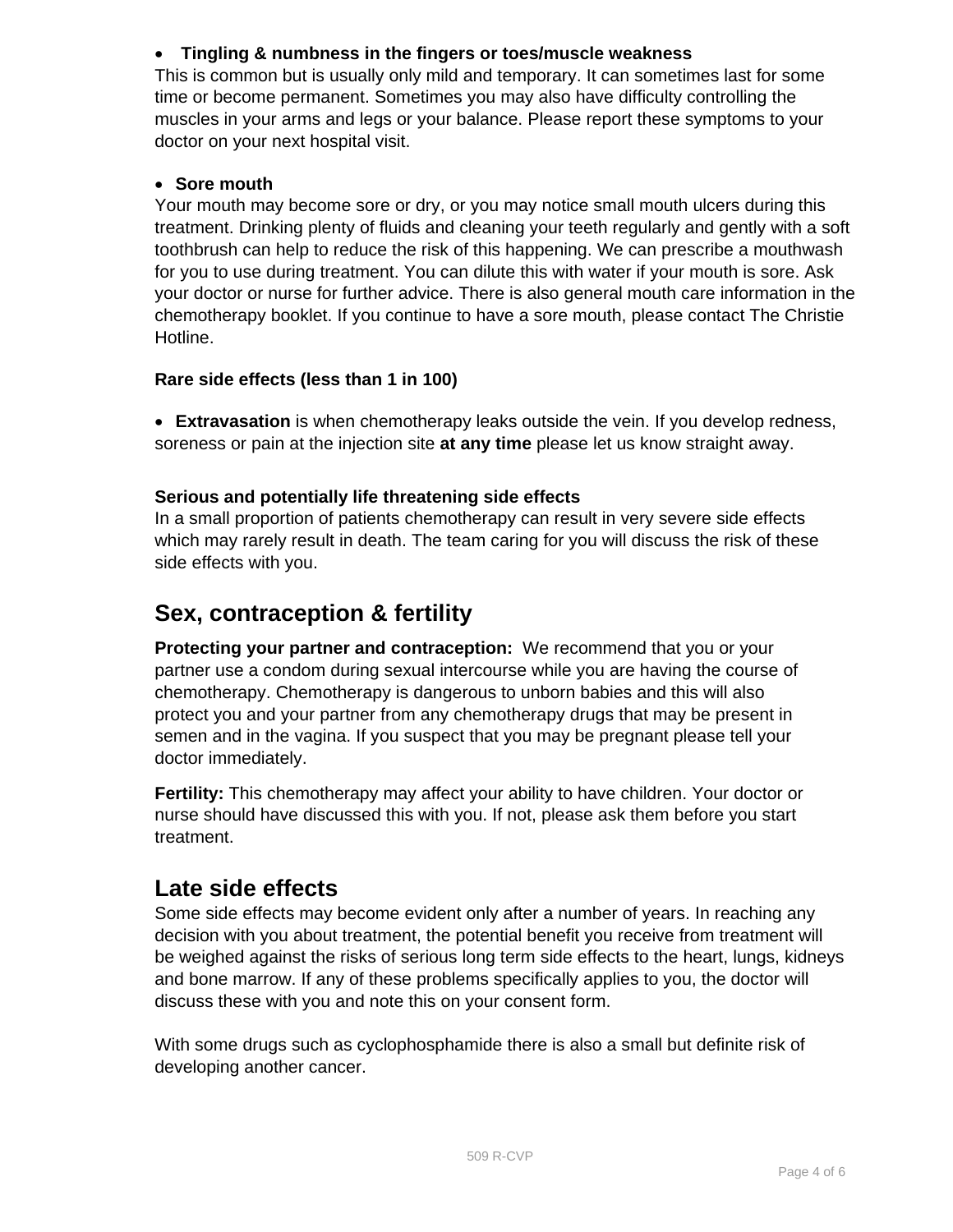- **Tingling & numbness in the fingers or toes/muscle weakness**

This is common but is usually only mild and temporary. It can sometimes last for some time or become permanent. Sometimes you may also have difficulty controlling the muscles in your arms and legs or your balance. Please report these symptoms to your doctor on your next hospital visit.

- **Sore mouth**

Your mouth may become sore or dry, or you may notice small mouth ulcers during this treatment. Drinking plenty of fluids and cleaning your teeth regularly and gently with a soft toothbrush can help to reduce the risk of this happening. We can prescribe a mouthwash for you to use during treatment. You can dilute this with water if your mouth is sore. Ask your doctor or nurse for further advice. There is also general mouth care information in the chemotherapy booklet. If you continue to have a sore mouth, please contact The Christie Hotline.

**Rare side effects (less than 1 in 100)**

- **Extravasation** is when chemotherapy leaks outside the vein. If you develop redness, soreness or pain at the injection site **at any time** please let us know straight away.

**Serious and potentially life threatening side effects**

In a small proportion of patients chemotherapy can result in very severe side effects which may rarely result in death. The team caring for you will discuss the risk of these side effects with you.

## Sex, contraception & fertility

**Protecting your partner and contraception:** We recommend that you or your partner use a condom during sexual intercourse while you are having the course of chemotherapy. Chemotherapy is dangerous to unborn babies and this will also protect you and your partner from any chemotherapy drugs that may be present in semen and in the vagina. If you suspect that you may be pregnant please tell your doctor immediately.

**Fertility:** This chemotherapy may affect your ability to have children. Your doctor or nurse should have discussed this with you. If not, please ask them before you start treatment.

## Late side effects

Some side effects may become evident only after a number of years. In reaching any decision with you about treatment, the potential benefit you receive from treatment will be weighed against the risks of serious long term side effects to the heart, lungs, kidneys and bone marrow. If any of these problems specifically applies to you, the doctor will discuss these with you and note this on your consent form.

With some drugs such as cyclophosphamide there is also a small but definite risk of developing another cancer.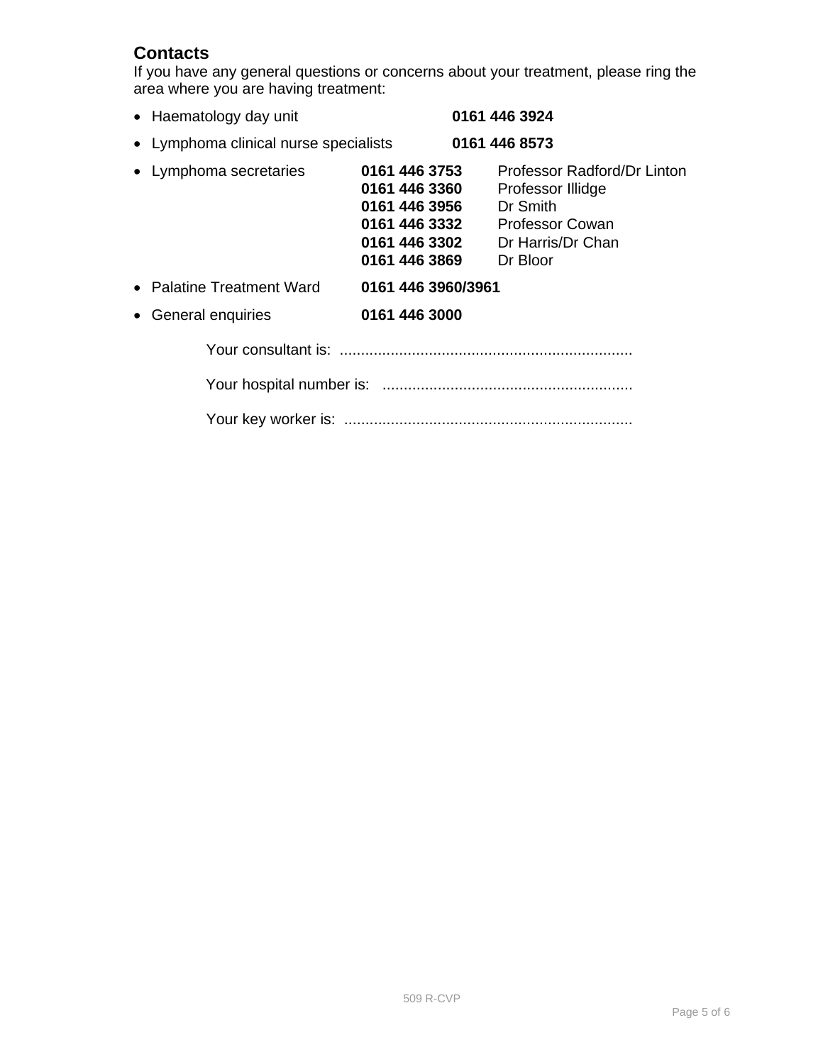## Contacts

If you have any general questions or concerns about your treatment, please ring the area where you are having treatment:

- Haematology day unit **0161 446 3924**
- Lymphoma clinical nurse specialists **0161 446 8573**
- Lymphoma secretaries
  - **0161 446 3753** Professor Radford/Dr Linton
  - **0161 446 3360** Professor Illidge
  - **0161 446 3956** Dr Smith
  - **0161 446 3332** Professor Cowan
  - **0161 446 3302** Dr Harris/Dr Chan
  - **0161 446 3869** Dr Bloor
- Palatine Treatment Ward **0161 446 3960/3961**
- General enquiries **0161 446 3000**

Your consultant is: ....................................................................

Your hospital number is: ..........................................................

Your key worker is: ...................................................................

509 R-CVP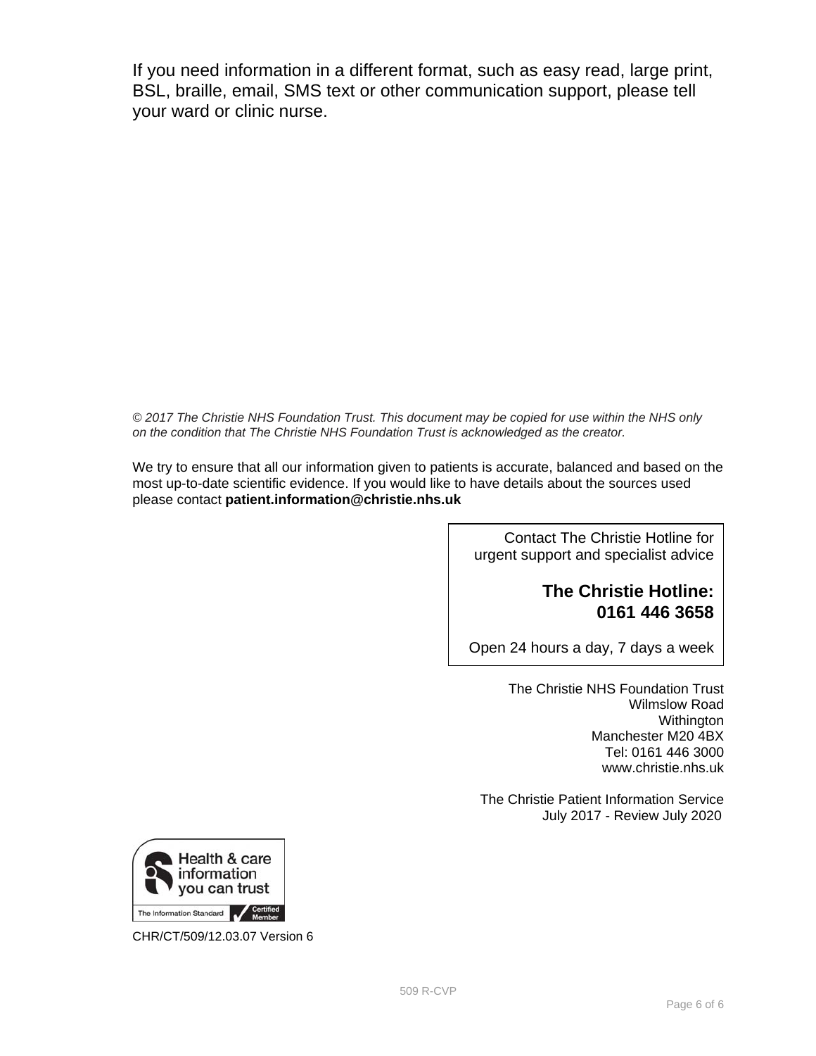If you need information in a different format, such as easy read, large print, BSL, braille, email, SMS text or other communication support, please tell your ward or clinic nurse.

*© 2017 The Christie NHS Foundation Trust. This document may be copied for use within the NHS only on the condition that The Christie NHS Foundation Trust is acknowledged as the creator.*

We try to ensure that all our information given to patients is accurate, balanced and based on the most up-to-date scientific evidence. If you would like to have details about the sources used please contact **patient.information@christie.nhs.uk**

Contact The Christie Hotline for urgent support and specialist advice

**The Christie Hotline: 0161 446 3658**

Open 24 hours a day, 7 days a week

The Christie NHS Foundation Trust
Wilmslow Road
Withington
Manchester M20 4BX
Tel: 0161 446 3000
www.christie.nhs.uk

The Christie Patient Information Service
July 2017 - Review July 2020

Health & care information you can trust
The Information Standard Certified Member

CHR/CT/509/12.03.07 Version 6

509 R-CVP